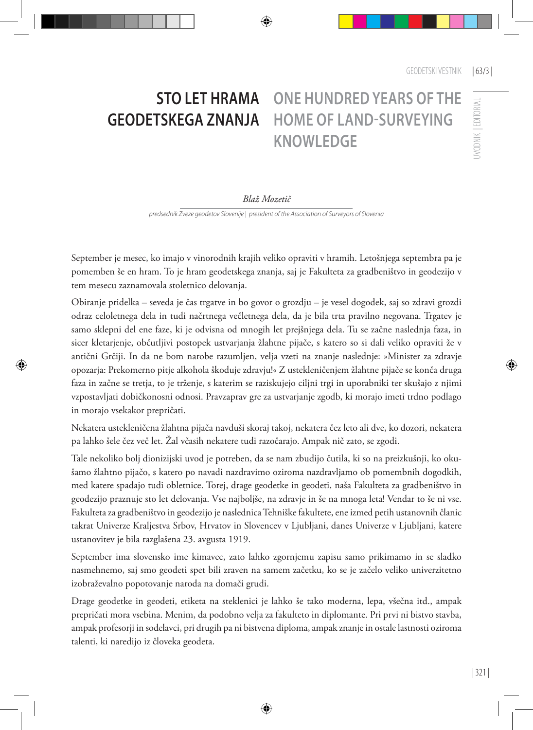# STO LET HRAMA GEODETSKEGA ZNANJA

# ONE HUNDRED YEARS OF THE HOME OF LAND-SURVEYING KNOWLEDGE

*Blaž Mozetič*

*predsednik Zveze geodetov Slovenije | president of the Association of Surveyors of Slovenia*

September je mesec, ko imajo v vinorodnih krajih veliko opraviti v hramih. Letošnjega septembra pa je pomemben še en hram. To je hram geodetskega znanja, saj je Fakulteta za gradbeništvo in geodezijo v tem mesecu zaznamovala stoletnico delovanja.

Obiranje pridelka – seveda je čas trgatve in bo govor o grozdju – je vesel dogodek, saj so zdravi grozdi odraz celoletnega dela in tudi načrtnega večletnega dela, da je bila trta pravilno negovana. Trgatev je samo sklepni del ene faze, ki je odvisna od mnogih let prejšnjega dela. Tu se začne naslednja faza, in sicer kletarjenje, občutljivi postopek ustvarjanja žlahtne pijače, s katero so si dali veliko opraviti že v antični Grčiji. In da ne bom narobe razumljen, velja vzeti na znanje naslednje: »Minister za zdravje opozarja: Prekomerno pitje alkohola škoduje zdravju!« Z ustekleničenjem žlahtne pijače se konča druga faza in začne se tretja, to je trženje, s katerim se raziskujejo ciljni trgi in uporabniki ter skušajo z njimi vzpostavljati dobičkonosni odnosi. Pravzaprav gre za ustvarjanje zgodb, ki morajo imeti trdno podlago in morajo vsekakor prepričati.

Nekatera ustekleničena žlahtna pijača navduši skoraj takoj, nekatera čez leto ali dve, ko dozori, nekatera pa lahko šele čez več let. Žal včasih nekatere tudi razočarajo. Ampak nič zato, se zgodi.

Tale nekoliko bolj dionizijski uvod je potreben, da se nam zbudijo čutila, ki so na preizkušnji, ko okušamo žlahtno pijačo, s katero po navadi nazdravimo oziroma nazdravljamo ob pomembnih dogodkih, med katere spadajo tudi obletnice. Torej, drage geodetke in geodeti, naša Fakulteta za gradbeništvo in geodezijo praznuje sto let delovanja. Vse najboljše, na zdravje in še na mnoga leta! Vendar to še ni vse. Fakulteta za gradbeništvo in geodezijo je naslednica Tehniške fakultete, ene izmed petih ustanovnih članic takrat Univerze Kraljestva Srbov, Hrvatov in Slovencev v Ljubljani, danes Univerze v Ljubljani, katere ustanovitev je bila razglašena 23. avgusta 1919.

September ima slovensko ime kimavec, zato lahko zgornjemu zapisu samo prikimamo in se sladko nasmehnemo, saj smo geodeti spet bili zraven na samem začetku, ko se je začelo veliko univerzitetno izobraževalno popotovanje naroda na domači grudi.

Drage geodetke in geodeti, etiketa na steklenici je lahko še tako moderna, lepa, všečna itd., ampak prepričati mora vsebina. Menim, da podobno velja za fakulteto in diplomante. Pri prvi ni bistvo stavba, ampak profesorji in sodelavci, pri drugih pa ni bistvena diploma, ampak znanje in ostale lastnosti oziroma talenti, ki naredijo iz človeka geodeta.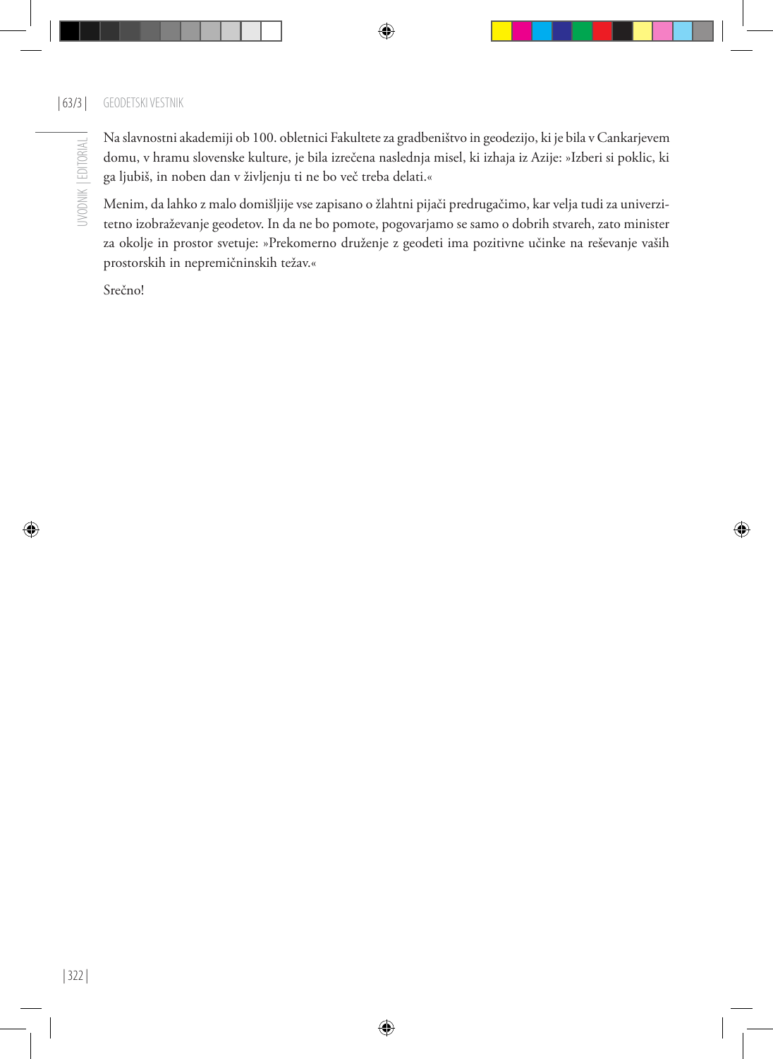Na slavnostni akademiji ob 100. obletnici Fakultete za gradbeništvo in geodezijo, ki je bila v Cankarjevem domu, v hramu slovenske kulture, je bila izrečena naslednja misel, ki izhaja iz Azije: »Izberi si poklic, ki ga ljubiš, in noben dan v življenju ti ne bo več treba delati.«

Menim, da lahko z malo domišljije vse zapisano o žlahtni pijači predrugačimo, kar velja tudi za univerzitetno izobraževanje geodetov. In da ne bo pomote, pogovarjamo se samo o dobrih stvareh, zato minister za okolje in prostor svetuje: »Prekomerno druženje z geodeti ima pozitivne učinke na reševanje vaših prostorskih in nepremičninskih težav.«

Srečno!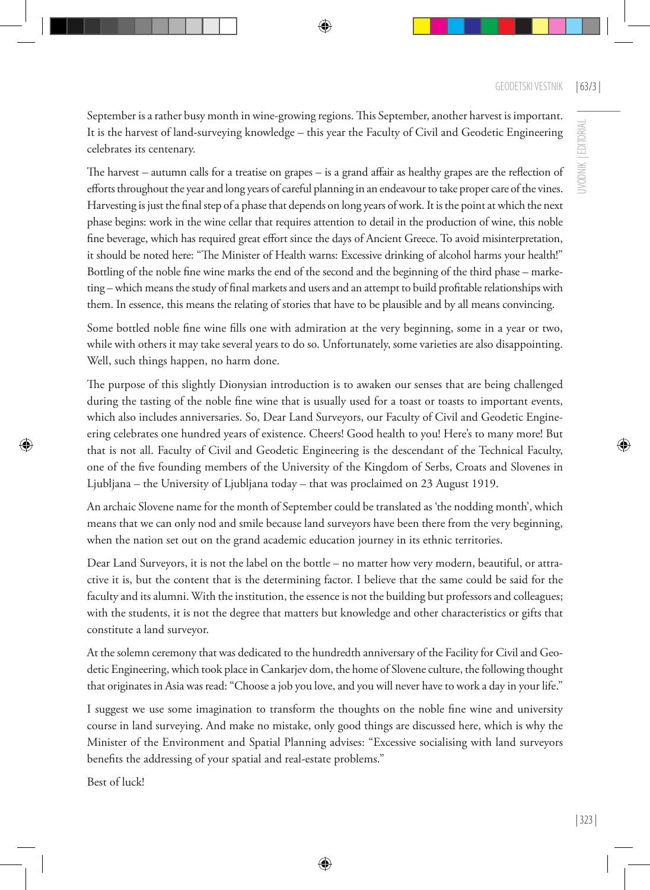September is a rather busy month in wine-growing regions. This September, another harvest is important. It is the harvest of land-surveying knowledge – this year the Faculty of Civil and Geodetic Engineering celebrates its centenary.

The harvest – autumn calls for a treatise on grapes – is a grand affair as healthy grapes are the reflection of efforts throughout the year and long years of careful planning in an endeavour to take proper care of the vines. Harvesting is just the final step of a phase that depends on long years of work. It is the point at which the next phase begins: work in the wine cellar that requires attention to detail in the production of wine, this noble fine beverage, which has required great effort since the days of Ancient Greece. To avoid misinterpretation, it should be noted here: "The Minister of Health warns: Excessive drinking of alcohol harms your health!" Bottling of the noble fine wine marks the end of the second and the beginning of the third phase – marketing – which means the study of final markets and users and an attempt to build profitable relationships with them. In essence, this means the relating of stories that have to be plausible and by all means convincing.

Some bottled noble fine wine fills one with admiration at the very beginning, some in a year or two, while with others it may take several years to do so. Unfortunately, some varieties are also disappointing. Well, such things happen, no harm done.

The purpose of this slightly Dionysian introduction is to awaken our senses that are being challenged during the tasting of the noble fine wine that is usually used for a toast or toasts to important events, which also includes anniversaries. So, Dear Land Surveyors, our Faculty of Civil and Geodetic Engineering celebrates one hundred years of existence. Cheers! Good health to you! Here's to many more! But that is not all. Faculty of Civil and Geodetic Engineering is the descendant of the Technical Faculty, one of the five founding members of the University of the Kingdom of Serbs, Croats and Slovenes in Ljubljana – the University of Ljubljana today – that was proclaimed on 23 August 1919.

An archaic Slovene name for the month of September could be translated as 'the nodding month', which means that we can only nod and smile because land surveyors have been there from the very beginning, when the nation set out on the grand academic education journey in its ethnic territories.

Dear Land Surveyors, it is not the label on the bottle – no matter how very modern, beautiful, or attractive it is, but the content that is the determining factor. I believe that the same could be said for the faculty and its alumni. With the institution, the essence is not the building but professors and colleagues; with the students, it is not the degree that matters but knowledge and other characteristics or gifts that constitute a land surveyor.

At the solemn ceremony that was dedicated to the hundredth anniversary of the Facility for Civil and Geodetic Engineering, which took place in Cankarjev dom, the home of Slovene culture, the following thought that originates in Asia was read: "Choose a job you love, and you will never have to work a day in your life."

I suggest we use some imagination to transform the thoughts on the noble fine wine and university course in land surveying. And make no mistake, only good things are discussed here, which is why the Minister of the Environment and Spatial Planning advises: "Excessive socialising with land surveyors benefits the addressing of your spatial and real-estate problems."

Best of luck!